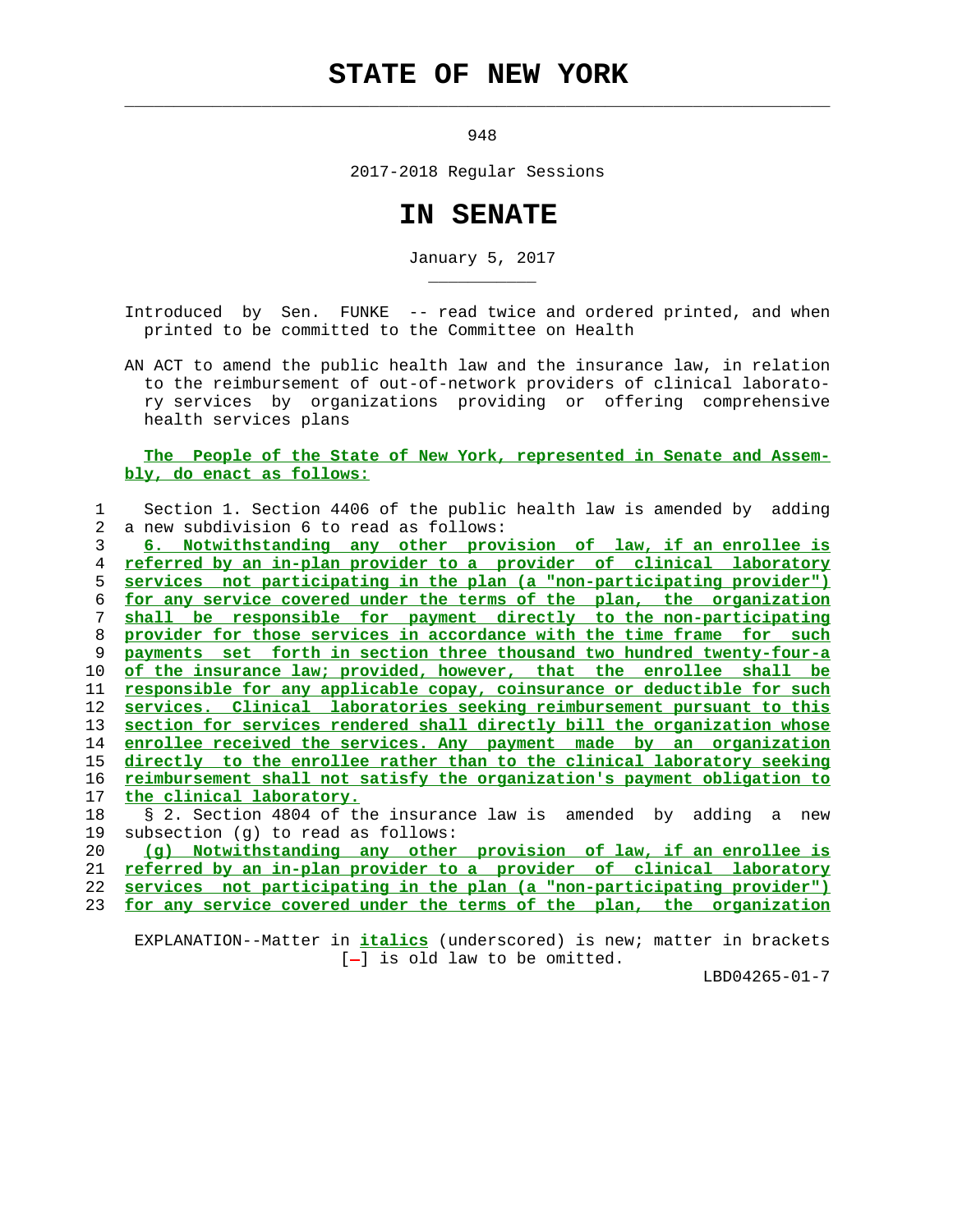# STATE OF NEW YORK

948

2017-2018 Regular Sessions

# IN SENATE

January 5, 2017

Introduced by Sen. FUNKE -- read twice and ordered printed, and when printed to be committed to the Committee on Health

AN ACT to amend the public health law and the insurance law, in relation to the reimbursement of out-of-network providers of clinical laboratory services by organizations providing or offering comprehensive health services plans

**The People of the State of New York, represented in Senate and Assembly, do enact as follows:**

1 Section 1. Section 4406 of the public health law is amended by adding
2 a new subdivision 6 to read as follows:
3 *6. Notwithstanding any other provision of law, if an enrollee is*
4 *referred by an in-plan provider to a provider of clinical laboratory*
5 *services not participating in the plan (a "non-participating provider")*
6 *for any service covered under the terms of the plan, the organization*
7 *shall be responsible for payment directly to the non-participating*
8 *provider for those services in accordance with the time frame for such*
9 *payments set forth in section three thousand two hundred twenty-four-a*
10 *of the insurance law; provided, however, that the enrollee shall be*
11 *responsible for any applicable copay, coinsurance or deductible for such*
12 *services. Clinical laboratories seeking reimbursement pursuant to this*
13 *section for services rendered shall directly bill the organization whose*
14 *enrollee received the services. Any payment made by an organization*
15 *directly to the enrollee rather than to the clinical laboratory seeking*
16 *reimbursement shall not satisfy the organization's payment obligation to*
17 *the clinical laboratory.*
18 § 2. Section 4804 of the insurance law is amended by adding a new
19 subsection (g) to read as follows:
20 *(g) Notwithstanding any other provision of law, if an enrollee is*
21 *referred by an in-plan provider to a provider of clinical laboratory*
22 *services not participating in the plan (a "non-participating provider")*
23 *for any service covered under the terms of the plan, the organization*

EXPLANATION--Matter in *italics* (underscored) is new; matter in brackets [-] is old law to be omitted.

LBD04265-01-7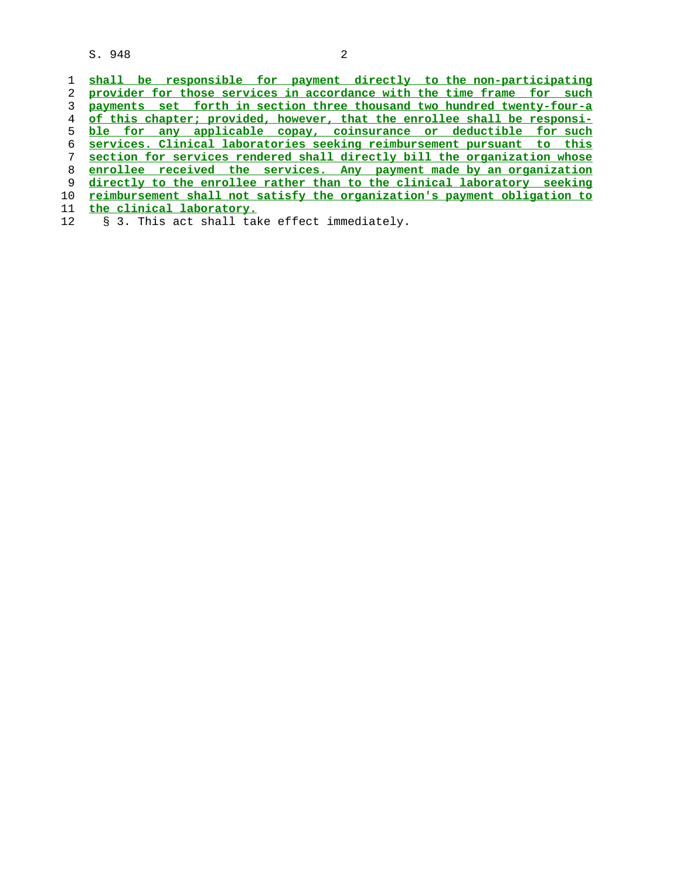shall be responsible for payment directly to the non-participating provider for those services in accordance with the time frame for such payments set forth in section three thousand two hundred twenty-four-a of this chapter; provided, however, that the enrollee shall be responsible for any applicable copay, coinsurance or deductible for such services. Clinical laboratories seeking reimbursement pursuant to this section for services rendered shall directly bill the organization whose enrollee received the services. Any payment made by an organization directly to the enrollee rather than to the clinical laboratory seeking reimbursement shall not satisfy the organization's payment obligation to the clinical laboratory.

§ 3. This act shall take effect immediately.